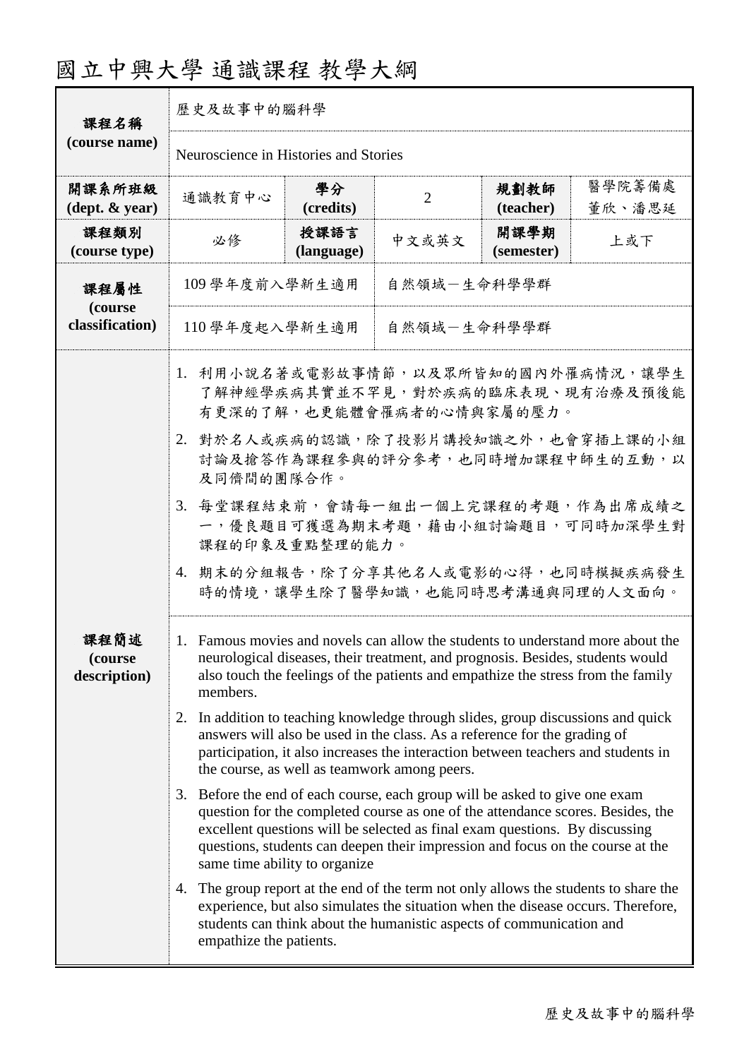# 國立中興大學 通識課程 教學大綱

| 課程名稱 (course name) | 歷史及故事中的腦科學 | | | | |
|---|---|---|---|---|---|
| | Neuroscience in Histories and Stories | | | | |
| 開課系所班級 (dept. & year) | 通識教育中心 | 學分 (credits) | 2 | 規劃教師 (teacher) | 醫學院籌備處 董欣、潘思延 |
| 課程類別 (course type) | 必修 | 授課語言 (language) | 中文或英文 | 開課學期 (semester) | 上或下 |
| 課程屬性 (course classification) | 109 學年度前入學新生適用 | 自然領域－生命科學學群 | | | |
| | 110 學年度起入學新生適用 | 自然領域－生命科學學群 | | | |

**課程簡述 (course description)**

1. 利用小說名著或電影故事情節，以及眾所皆知的國內外罹病情況，讓學生了解神經學疾病其實並不罕見，對於疾病的臨床表現、現有治療及預後能有更深的了解，也更能體會罹病者的心情與家屬的壓力。
2. 對於名人或疾病的認識，除了投影片講授知識之外，也會穿插上課的小組討論及搶答作為課程參與的評分參考，也同時增加課程中師生的互動，以及同儕間的團隊合作。
3. 每堂課程結束前，會請每一組出一個上完課程的考題，作為出席成績之一，優良題目可獲選為期末考題，藉由小組討論題目，可同時加深學生對課程的印象及重點整理的能力。
4. 期末的分組報告，除了分享其他名人或電影的心得，也同時模擬疾病發生時的情境，讓學生除了醫學知識，也能同時思考溝通與同理的人文面向。

1. Famous movies and novels can allow the students to understand more about the neurological diseases, their treatment, and prognosis. Besides, students would also touch the feelings of the patients and empathize the stress from the family members.
2. In addition to teaching knowledge through slides, group discussions and quick answers will also be used in the class. As a reference for the grading of participation, it also increases the interaction between teachers and students in the course, as well as teamwork among peers.
3. Before the end of each course, each group will be asked to give one exam question for the completed course as one of the attendance scores. Besides, the excellent questions will be selected as final exam questions. By discussing questions, students can deepen their impression and focus on the course at the same time ability to organize
4. The group report at the end of the term not only allows the students to share the experience, but also simulates the situation when the disease occurs. Therefore, students can think about the humanistic aspects of communication and empathize the patients.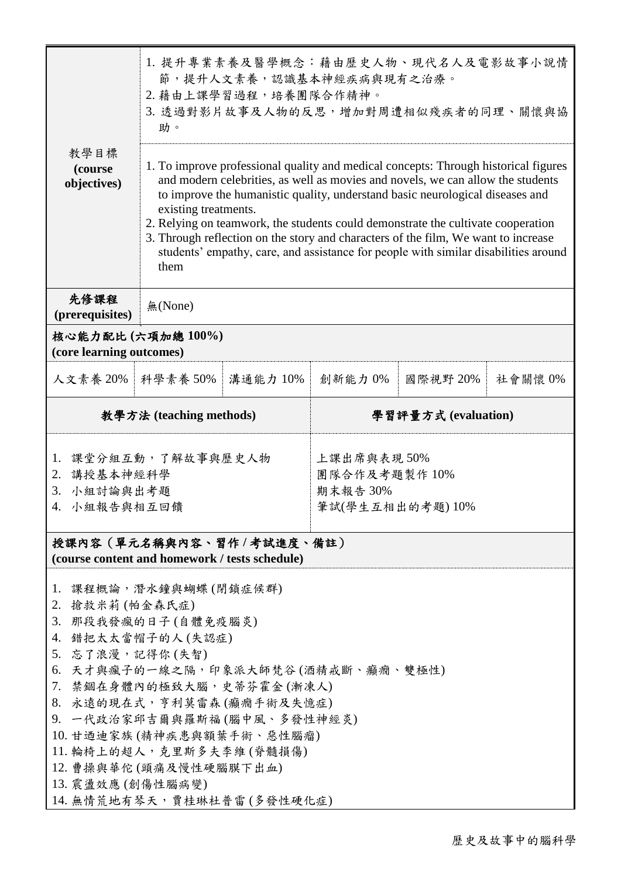| 教學目標 (course objectives) | 1. 提升專業素養及醫學概念：藉由歷史人物、現代名人及電影故事小說情節，提升人文素養，認識基本神經疾病與現有之治療。<br>2. 藉由上課學習過程，培養團隊合作精神。<br>3. 透過對影片故事及人物的反思，增加對周遭相似殘疾者的同理、關懷與協助。 |
| --- | --- |
| | 1. To improve professional quality and medical concepts: Through historical figures and modern celebrities, as well as movies and novels, we can allow the students to improve the humanistic quality, understand basic neurological diseases and existing treatments.<br>2. Relying on teamwork, the students could demonstrate the cultivate cooperation<br>3. Through reflection on the story and characters of the film, We want to increase students' empathy, care, and assistance for people with similar disabilities around them |
| **先修課程 (prerequisites)** | 無(None) |

**核心能力配比 (六項加總 100%)**
**(core learning outcomes)**

| 人文素養 20% | 科學素養 50% | 溝通能力 10% | 創新能力 0% | 國際視野 20% | 社會關懷 0% |
| --- | --- | --- | --- | --- | --- |

| **教學方法 (teaching methods)** | **學習評量方式 (evaluation)** |
| --- | --- |
| 1. 課堂分組互動，了解故事與歷史人物<br>2. 講授基本神經科學<br>3. 小組討論與出考題<br>4. 小組報告與相互回饋 | 上課出席與表現 50%<br>團隊合作及考題製作 10%<br>期末報告 30%<br>筆試(學生互相出的考題) 10% |

**授課內容（單元名稱與內容、習作 / 考試進度、備註）**
**(course content and homework / tests schedule)**

1. 課程概論，潛水鐘與蝴蝶 (閉鎖症候群)
2. 搶救米莉 (帕金森氏症)
3. 那段我發瘋的日子 (自體免疫腦炎)
4. 錯把太太當帽子的人 (失認症)
5. 忘了浪漫，記得你 (失智)
6. 天才與瘋子的一線之隔，印象派大師梵谷 (酒精戒斷、癲癇、雙極性)
7. 禁錮在身體內的極致大腦，史蒂芬霍金 (漸凍人)
8. 永遠的現在式，亨利莫雷森 (癲癇手術及失憶症)
9. 一代政治家邱吉爾與羅斯福 (腦中風、多發性神經炎)
10. 甘迺迪家族 (精神疾患與額葉手術、惡性腦瘤)
11. 輪椅上的超人，克里斯多夫李維 (脊髓損傷)
12. 曹操與華佗 (頭痛及慢性硬腦膜下出血)
13. 震盪效應 (創傷性腦病變)
14. 無情荒地有琴天，賈桂琳杜普雷 (多發性硬化症)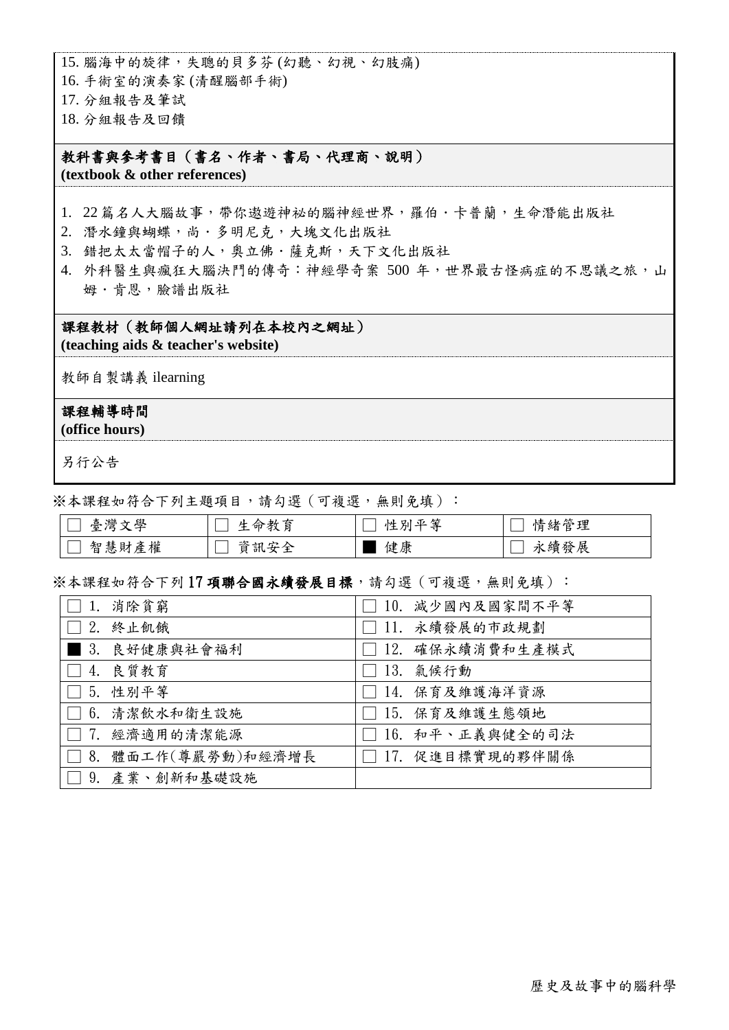15. 腦海中的旋律，失聰的貝多芬 (幻聽、幻視、幻肢痛)
16. 手術室的演奏家 (清醒腦部手術)
17. 分組報告及筆試
18. 分組報告及回饋

**教科書與參考書目（書名、作者、書局、代理商、說明）**
**(textbook & other references)**

1. 22 篇名人大腦故事，帶你遨遊神祕的腦神經世界，羅伯・卡普蘭，生命潛能出版社
2. 潛水鐘與蝴蝶，尚・多明尼克，大塊文化出版社
3. 錯把太太當帽子的人，奧立佛・薩克斯，天下文化出版社
4. 外科醫生與瘋狂大腦決鬥的傳奇：神經學奇案 500 年，世界最古怪病症的不思議之旅，山姆・肯恩，臉譜出版社

**課程教材（教師個人網址請列在本校內之網址）**
**(teaching aids & teacher's website)**

教師自製講義 ilearning

**課程輔導時間**
**(office hours)**

另行公告

※本課程如符合下列主題項目，請勾選（可複選，無則免填）：

| | | | |
|---|---|---|---|
| ☐ 臺灣文學 | ☐ 生命教育 | ☐ 性別平等 | ☐ 情緒管理 |
| ☐ 智慧財產權 | ☐ 資訊安全 | ■ 健康 | ☐ 永續發展 |

※本課程如符合下列 **17 項聯合國永續發展目標**，請勾選（可複選，無則免填）：

| | |
|---|---|
| ☐ 1. 消除貧窮 | ☐ 10. 減少國內及國家間不平等 |
| ☐ 2. 終止飢餓 | ☐ 11. 永續發展的市政規劃 |
| ■ 3. 良好健康與社會福利 | ☐ 12. 確保永續消費和生產模式 |
| ☐ 4. 良質教育 | ☐ 13. 氣候行動 |
| ☐ 5. 性別平等 | ☐ 14. 保育及維護海洋資源 |
| ☐ 6. 清潔飲水和衛生設施 | ☐ 15. 保育及維護生態領地 |
| ☐ 7. 經濟適用的清潔能源 | ☐ 16. 和平、正義與健全的司法 |
| ☐ 8. 體面工作(尊嚴勞動)和經濟增長 | ☐ 17. 促進目標實現的夥伴關係 |
| ☐ 9. 產業、創新和基礎設施 | |